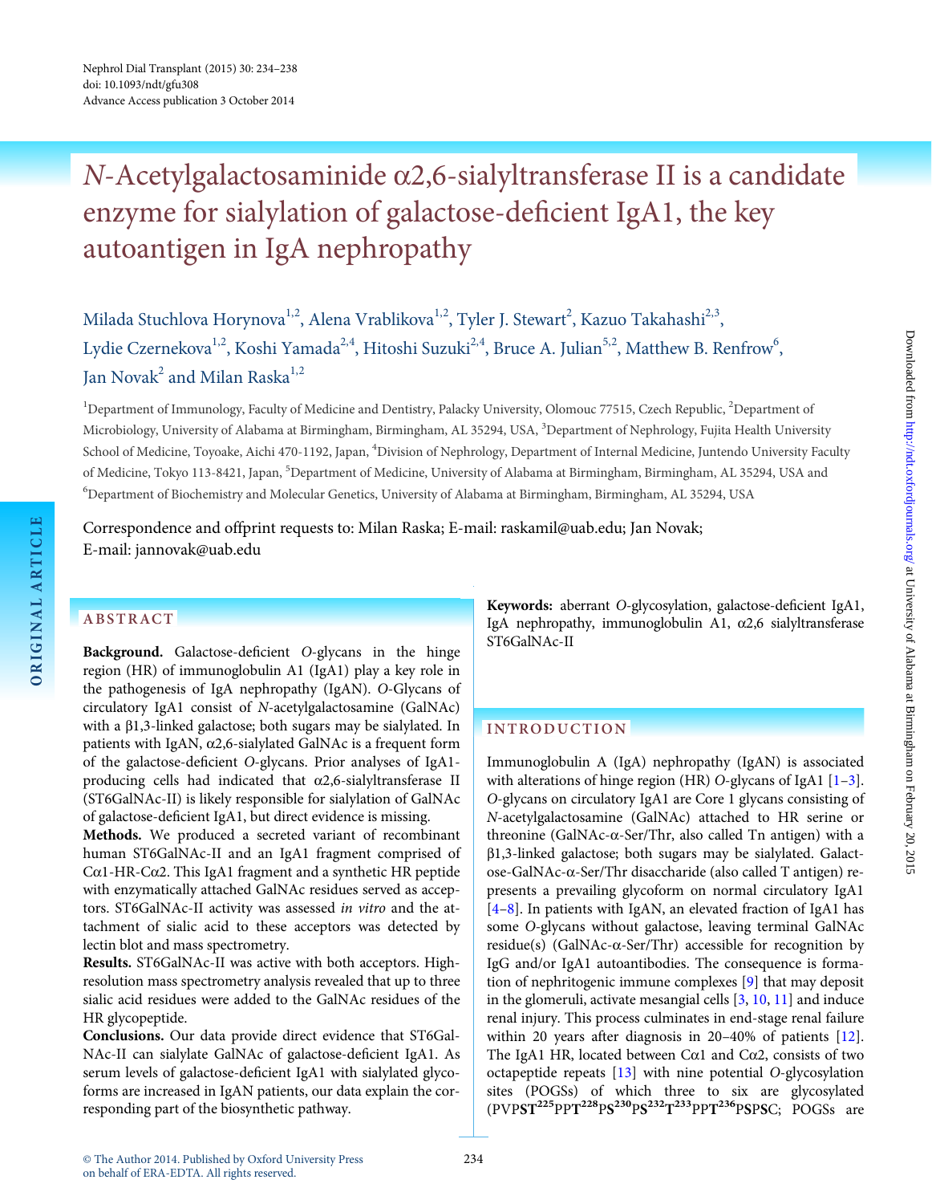# *N*-Acetylgalactosaminide α2,6-sialyltransferase II is a candidate enzyme for sialylation of galactose-deficient IgA1, the key autoantigen in IgA nephropathy

Milada Stuchlova Horynova[1,2], Alena Vrablikova[1,2], Tyler J. Stewart[2], Kazuo Takahashi[2,3], Lydie Czernekova[1,2], Koshi Yamada[2,4], Hitoshi Suzuki[2,4], Bruce A. Julian[5,2], Matthew B. Renfrow[6], Jan Novak[2] and Milan Raska[1,2]

[1]Department of Immunology, Faculty of Medicine and Dentistry, Palacky University, Olomouc 77515, Czech Republic, [2]Department of Microbiology, University of Alabama at Birmingham, Birmingham, AL 35294, USA, [3]Department of Nephrology, Fujita Health University School of Medicine, Toyoake, Aichi 470-1192, Japan, [4]Division of Nephrology, Department of Internal Medicine, Juntendo University Faculty of Medicine, Tokyo 113-8421, Japan, [5]Department of Medicine, University of Alabama at Birmingham, Birmingham, AL 35294, USA and [6]Department of Biochemistry and Molecular Genetics, University of Alabama at Birmingham, Birmingham, AL 35294, USA

Correspondence and offprint requests to: Milan Raska; E-mail: raskamil@uab.edu; Jan Novak; E-mail: jannovak@uab.edu

## ABSTRACT

**Background.** Galactose-deficient *O*-glycans in the hinge region (HR) of immunoglobulin A1 (IgA1) play a key role in the pathogenesis of IgA nephropathy (IgAN). *O*-Glycans of circulatory IgA1 consist of *N*-acetylgalactosamine (GalNAc) with a β1,3-linked galactose; both sugars may be sialylated. In patients with IgAN, α2,6-sialylated GalNAc is a frequent form of the galactose-deficient *O*-glycans. Prior analyses of IgA1-producing cells had indicated that α2,6-sialyltransferase II (ST6GalNAc-II) is likely responsible for sialylation of GalNAc of galactose-deficient IgA1, but direct evidence is missing.

**Methods.** We produced a secreted variant of recombinant human ST6GalNAc-II and an IgA1 fragment comprised of Cα1-HR-Cα2. This IgA1 fragment and a synthetic HR peptide with enzymatically attached GalNAc residues served as acceptors. ST6GalNAc-II activity was assessed *in vitro* and the attachment of sialic acid to these acceptors was detected by lectin blot and mass spectrometry.

**Results.** ST6GalNAc-II was active with both acceptors. High-resolution mass spectrometry analysis revealed that up to three sialic acid residues were added to the GalNAc residues of the HR glycopeptide.

**Conclusions.** Our data provide direct evidence that ST6GalNAc-II can sialylate GalNAc of galactose-deficient IgA1. As serum levels of galactose-deficient IgA1 with sialylated glycoforms are increased in IgAN patients, our data explain the corresponding part of the biosynthetic pathway.

**Keywords:** aberrant *O*-glycosylation, galactose-deficient IgA1, IgA nephropathy, immunoglobulin A1, α2,6 sialyltransferase ST6GalNAc-II

## INTRODUCTION

Immunoglobulin A (IgA) nephropathy (IgAN) is associated with alterations of hinge region (HR) *O*-glycans of IgA1 [1–3]. *O*-glycans on circulatory IgA1 are Core 1 glycans consisting of *N*-acetylgalactosamine (GalNAc) attached to HR serine or threonine (GalNAc-α-Ser/Thr, also called Tn antigen) with a β1,3-linked galactose; both sugars may be sialylated. Galactose-GalNAc-α-Ser/Thr disaccharide (also called T antigen) represents a prevailing glycoform on normal circulatory IgA1 [4–8]. In patients with IgAN, an elevated fraction of IgA1 has some *O*-glycans without galactose, leaving terminal GalNAc residue(s) (GalNAc-α-Ser/Thr) accessible for recognition by IgG and/or IgA1 autoantibodies. The consequence is formation of nephritogenic immune complexes [9] that may deposit in the glomeruli, activate mesangial cells [3, 10, 11] and induce renal injury. This process culminates in end-stage renal failure within 20 years after diagnosis in 20–40% of patients [12]. The IgA1 HR, located between Cα1 and Cα2, consists of two octapeptide repeats [13] with nine potential *O*-glycosylation sites (POGSs) of which three to six are glycosylated (PVP**ST**[225]PP**T**[228]P**S**[230]P**S**[232]**T**[233]PP**T**[236]P**S**P**S**C; POGSs are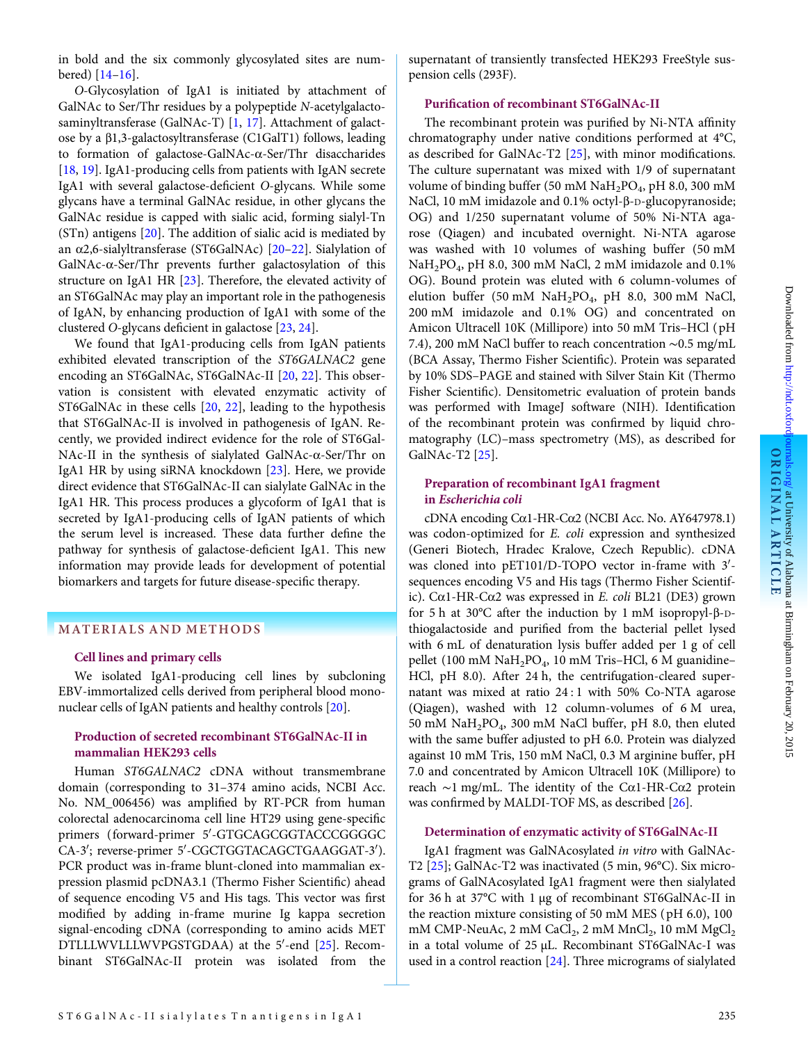in bold and the six commonly glycosylated sites are numbered) [14–16].

*O*-Glycosylation of IgA1 is initiated by attachment of GalNAc to Ser/Thr residues by a polypeptide *N*-acetylgalactosaminyltransferase (GalNAc-T) [1, 17]. Attachment of galactose by a β1,3-galactosyltransferase (C1GalT1) follows, leading to formation of galactose-GalNAc-α-Ser/Thr disaccharides [18, 19]. IgA1-producing cells from patients with IgAN secrete IgA1 with several galactose-deficient *O*-glycans. While some glycans have a terminal GalNAc residue, in other glycans the GalNAc residue is capped with sialic acid, forming sialyl-Tn (STn) antigens [20]. The addition of sialic acid is mediated by an α2,6-sialyltransferase (ST6GalNAc) [20–22]. Sialylation of GalNAc-α-Ser/Thr prevents further galactosylation of this structure on IgA1 HR [23]. Therefore, the elevated activity of an ST6GalNAc may play an important role in the pathogenesis of IgAN, by enhancing production of IgA1 with some of the clustered *O*-glycans deficient in galactose [23, 24].

We found that IgA1-producing cells from IgAN patients exhibited elevated transcription of the *ST6GALNAC2* gene encoding an ST6GalNAc, ST6GalNAc-II [20, 22]. This observation is consistent with elevated enzymatic activity of ST6GalNAc in these cells [20, 22], leading to the hypothesis that ST6GalNAc-II is involved in pathogenesis of IgAN. Recently, we provided indirect evidence for the role of ST6GalNAc-II in the synthesis of sialylated GalNAc-α-Ser/Thr on IgA1 HR by using siRNA knockdown [23]. Here, we provide direct evidence that ST6GalNAc-II can sialylate GalNAc in the IgA1 HR. This process produces a glycoform of IgA1 that is secreted by IgA1-producing cells of IgAN patients of which the serum level is increased. These data further define the pathway for synthesis of galactose-deficient IgA1. This new information may provide leads for development of potential biomarkers and targets for future disease-specific therapy.

## MATERIALS AND METHODS

### Cell lines and primary cells

We isolated IgA1-producing cell lines by subcloning EBV-immortalized cells derived from peripheral blood mononuclear cells of IgAN patients and healthy controls [20].

### Production of secreted recombinant ST6GalNAc-II in mammalian HEK293 cells

Human *ST6GALNAC2* cDNA without transmembrane domain (corresponding to 31–374 amino acids, NCBI Acc. No. NM_006456) was amplified by RT-PCR from human colorectal adenocarcinoma cell line HT29 using gene-specific primers (forward-primer 5′-GTGCAGCGGTACCCGGGGCCA-3′; reverse-primer 5′-CGCTGGTACAGCTGAAGGAT-3′). PCR product was in-frame blunt-cloned into mammalian expression plasmid pcDNA3.1 (Thermo Fisher Scientific) ahead of sequence encoding V5 and His tags. This vector was first modified by adding in-frame murine Ig kappa secretion signal-encoding cDNA (corresponding to amino acids MET DTLLLWVLLLWVPGSTGDAA) at the 5′-end [25]. Recombinant ST6GalNAc-II protein was isolated from the supernatant of transiently transfected HEK293 FreeStyle suspension cells (293F).

### Purification of recombinant ST6GalNAc-II

The recombinant protein was purified by Ni-NTA affinity chromatography under native conditions performed at 4°C, as described for GalNAc-T2 [25], with minor modifications. The culture supernatant was mixed with 1/9 of supernatant volume of binding buffer (50 mM $NaH_2PO_4$, pH 8.0, 300 mM NaCl, 10 mM imidazole and 0.1% octyl-β-D-glucopyranoside; OG) and 1/250 supernatant volume of 50% Ni-NTA agarose (Qiagen) and incubated overnight. Ni-NTA agarose was washed with 10 volumes of washing buffer (50 mM $NaH_2PO_4$, pH 8.0, 300 mM NaCl, 2 mM imidazole and 0.1% OG). Bound protein was eluted with 6 column-volumes of elution buffer (50 mM $NaH_2PO_4$, pH 8.0, 300 mM NaCl, 200 mM imidazole and 0.1% OG) and concentrated on Amicon Ultracell 10K (Millipore) into 50 mM Tris–HCl (pH 7.4), 200 mM NaCl buffer to reach concentration ~0.5 mg/mL (BCA Assay, Thermo Fisher Scientific). Protein was separated by 10% SDS–PAGE and stained with Silver Stain Kit (Thermo Fisher Scientific). Densitometric evaluation of protein bands was performed with ImageJ software (NIH). Identification of the recombinant protein was confirmed by liquid chromatography (LC)–mass spectrometry (MS), as described for GalNAc-T2 [25].

### Preparation of recombinant IgA1 fragment in *Escherichia coli*

cDNA encoding Cα1-HR-Cα2 (NCBI Acc. No. AY647978.1) was codon-optimized for *E. coli* expression and synthesized (Generi Biotech, Hradec Kralove, Czech Republic). cDNA was cloned into pET101/D-TOPO vector in-frame with 3′-sequences encoding V5 and His tags (Thermo Fisher Scientific). Cα1-HR-Cα2 was expressed in *E. coli* BL21 (DE3) grown for 5 h at 30°C after the induction by 1 mM isopropyl-β-D-thiogalactoside and purified from the bacterial pellet lysed with 6 mL of denaturation lysis buffer added per 1 g of cell pellet (100 mM $NaH_2PO_4$, 10 mM Tris–HCl, 6 M guanidine–HCl, pH 8.0). After 24 h, the centrifugation-cleared supernatant was mixed at ratio 24 : 1 with 50% Co-NTA agarose (Qiagen), washed with 12 column-volumes of 6 M urea, 50 mM $NaH_2PO_4$, 300 mM NaCl buffer, pH 8.0, then eluted with the same buffer adjusted to pH 6.0. Protein was dialyzed against 10 mM Tris, 150 mM NaCl, 0.3 M arginine buffer, pH 7.0 and concentrated by Amicon Ultracell 10K (Millipore) to reach ~1 mg/mL. The identity of the Cα1-HR-Cα2 protein was confirmed by MALDI-TOF MS, as described [26].

### Determination of enzymatic activity of ST6GalNAc-II

IgA1 fragment was GalNAcosylated *in vitro* with GalNAc-T2 [25]; GalNAc-T2 was inactivated (5 min, 96°C). Six micrograms of GalNAcosylated IgA1 fragment were then sialylated for 36 h at 37°C with 1 μg of recombinant ST6GalNAc-II in the reaction mixture consisting of 50 mM MES (pH 6.0), 100 mM CMP-NeuAc, 2 mM $CaCl_2$, 2 mM $MnCl_2$, 10 mM $MgCl_2$ in a total volume of 25 μL. Recombinant ST6GalNAc-I was used in a control reaction [24]. Three micrograms of sialylated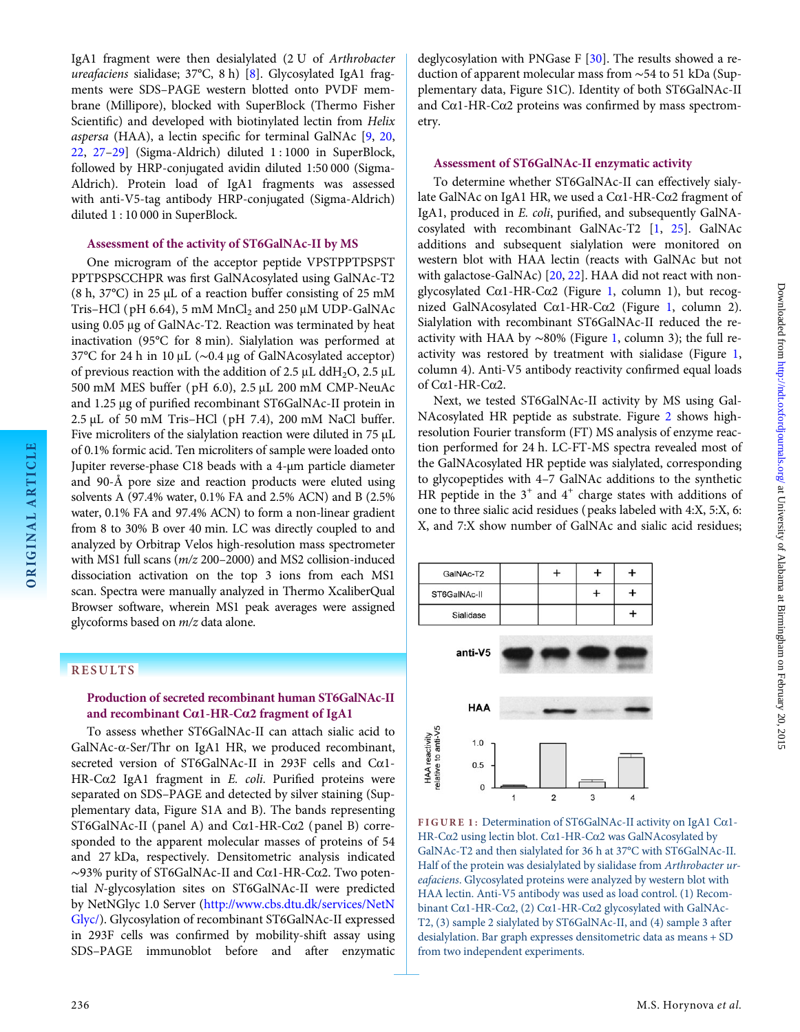IgA1 fragment were then desialylated (2 U of *Arthrobacter ureafaciens* sialidase; 37°C, 8 h) [8]. Glycosylated IgA1 fragments were SDS–PAGE western blotted onto PVDF membrane (Millipore), blocked with SuperBlock (Thermo Fisher Scientific) and developed with biotinylated lectin from *Helix aspersa* (HAA), a lectin specific for terminal GalNAc [9, 20, 22, 27–29] (Sigma-Aldrich) diluted 1 : 1000 in SuperBlock, followed by HRP-conjugated avidin diluted 1:50 000 (Sigma-Aldrich). Protein load of IgA1 fragments was assessed with anti-V5-tag antibody HRP-conjugated (Sigma-Aldrich) diluted 1 : 10 000 in SuperBlock.

### Assessment of the activity of ST6GalNAc-II by MS

One microgram of the acceptor peptide VPSTPPTPSPST PPTPSPSCCHPR was first GalNAcosylated using GalNAc-T2 (8 h, 37°C) in 25 µL of a reaction buffer consisting of 25 mM Tris–HCl (pH 6.64), 5 mM $MnCl_2$ and 250 µM UDP-GalNAc using 0.05 µg of GalNAc-T2. Reaction was terminated by heat inactivation (95°C for 8 min). Sialylation was performed at 37°C for 24 h in 10 µL (∼0.4 µg of GalNAcosylated acceptor) of previous reaction with the addition of 2.5 µL $ddH_2O$, 2.5 µL 500 mM MES buffer (pH 6.0), 2.5 µL 200 mM CMP-NeuAc and 1.25 µg of purified recombinant ST6GalNAc-II protein in 2.5 µL of 50 mM Tris–HCl (pH 7.4), 200 mM NaCl buffer. Five microliters of the sialylation reaction were diluted in 75 µL of 0.1% formic acid. Ten microliters of sample were loaded onto Jupiter reverse-phase C18 beads with a 4-µm particle diameter and 90-Å pore size and reaction products were eluted using solvents A (97.4% water, 0.1% FA and 2.5% ACN) and B (2.5% water, 0.1% FA and 97.4% ACN) to form a non-linear gradient from 8 to 30% B over 40 min. LC was directly coupled to and analyzed by Orbitrap Velos high-resolution mass spectrometer with MS1 full scans (*m/z* 200–2000) and MS2 collision-induced dissociation activation on the top 3 ions from each MS1 scan. Spectra were manually analyzed in Thermo XcaliberQual Browser software, wherein MS1 peak averages were assigned glycoforms based on *m/z* data alone.

## RESULTS

### Production of secreted recombinant human ST6GalNAc-II and recombinant Cα1-HR-Cα2 fragment of IgA1

To assess whether ST6GalNAc-II can attach sialic acid to GalNAc-α-Ser/Thr on IgA1 HR, we produced recombinant, secreted version of ST6GalNAc-II in 293F cells and Cα1-HR-Cα2 IgA1 fragment in *E. coli*. Purified proteins were separated on SDS–PAGE and detected by silver staining (Supplementary data, Figure S1A and B). The bands representing ST6GalNAc-II (panel A) and Cα1-HR-Cα2 (panel B) corresponded to the apparent molecular masses of proteins of 54 and 27 kDa, respectively. Densitometric analysis indicated ∼93% purity of ST6GalNAc-II and Cα1-HR-Cα2. Two potential *N*-glycosylation sites on ST6GalNAc-II were predicted by NetNGlyc 1.0 Server (http://www.cbs.dtu.dk/services/NetNGlyc/). Glycosylation of recombinant ST6GalNAc-II expressed in 293F cells was confirmed by mobility-shift assay using SDS–PAGE immunoblot before and after enzymatic deglycosylation with PNGase F [30]. The results showed a reduction of apparent molecular mass from ∼54 to 51 kDa (Supplementary data, Figure S1C). Identity of both ST6GalNAc-II and Cα1-HR-Cα2 proteins was confirmed by mass spectrometry.

### Assessment of ST6GalNAc-II enzymatic activity

To determine whether ST6GalNAc-II can effectively sialylate GalNAc on IgA1 HR, we used a Cα1-HR-Cα2 fragment of IgA1, produced in *E. coli*, purified, and subsequently GalNAcosylated with recombinant GalNAc-T2 [1, 25]. GalNAc additions and subsequent sialylation were monitored on western blot with HAA lectin (reacts with GalNAc but not with galactose-GalNAc) [20, 22]. HAA did not react with non-glycosylated Cα1-HR-Cα2 (Figure 1, column 1), but recognized GalNAcosylated Cα1-HR-Cα2 (Figure 1, column 2). Sialylation with recombinant ST6GalNAc-II reduced the reactivity with HAA by ∼80% (Figure 1, column 3); the full reactivity was restored by treatment with sialidase (Figure 1, column 4). Anti-V5 antibody reactivity confirmed equal loads of Cα1-HR-Cα2.

Next, we tested ST6GalNAc-II activity by MS using GalNAcosylated HR peptide as substrate. Figure 2 shows high-resolution Fourier transform (FT) MS analysis of enzyme reaction performed for 24 h. LC-FT-MS spectra revealed most of the GalNAcosylated HR peptide was sialylated, corresponding to glycopeptides with 4–7 GalNAc additions to the synthetic HR peptide in the $3^+$ and $4^+$ charge states with additions of one to three sialic acid residues (peaks labeled with 4:X, 5:X, 6:X, and 7:X show number of GalNAc and sialic acid residues;

| GalNAc-T2 | | + | + | + |
|---|---|---|---|---|
| ST6GalNAc-II | | | + | + |
| Sialidase | | | | + |

FIGURE 1: Determination of ST6GalNAc-II activity on IgA1 Cα1-HR-Cα2 using lectin blot. Cα1-HR-Cα2 was GalNAcosylated by GalNAc-T2 and then sialylated for 36 h at 37°C with ST6GalNAc-II. Half of the protein was desialylated by sialidase from *Arthrobacter ureafaciens*. Glycosylated proteins were analyzed by western blot with HAA lectin. Anti-V5 antibody reactivity was used as load control. (1) Recombinant Cα1-HR-Cα2, (2) Cα1-HR-Cα2 glycosylated with GalNAc-T2, (3) sample 2 sialylated by ST6GalNAc-II, and (4) sample 3 after desialylation. Bar graph expresses densitometric data as means + SD from two independent experiments.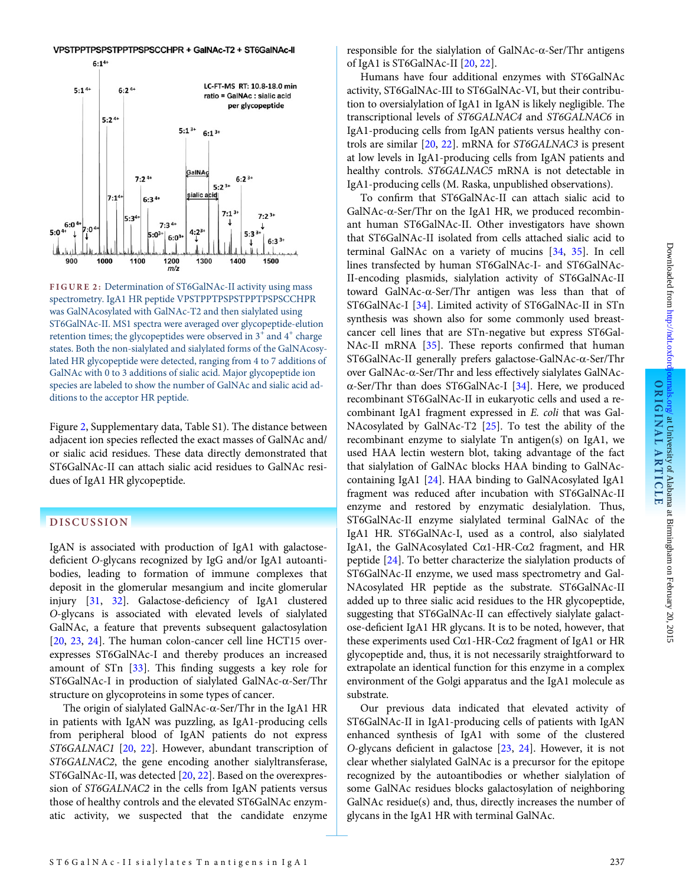VPSTPPTPSPSTPPTPSPSCCHPR + GalNAc-T2 + ST6GalNAc-II

**FIGURE 2:** Determination of ST6GalNAc-II activity using mass spectrometry. IgA1 HR peptide VPSTPPTPSPSTPPTPSPSCCHPR was GalNAcosylated with GalNAc-T2 and then sialylated using ST6GalNAc-II. MS1 spectra were averaged over glycopeptide-elution retention times; the glycopeptides were observed in $3^+$ and $4^+$ charge states. Both the non-sialylated and sialylated forms of the GalNAcosylated HR glycopeptide were detected, ranging from 4 to 7 additions of GalNAc with 0 to 3 additions of sialic acid. Major glycopeptide ion species are labeled to show the number of GalNAc and sialic acid additions to the acceptor HR peptide.

Figure 2, Supplementary data, Table S1). The distance between adjacent ion species reflected the exact masses of GalNAc and/or sialic acid residues. These data directly demonstrated that ST6GalNAc-II can attach sialic acid residues to GalNAc residues of IgA1 HR glycopeptide.

## DISCUSSION

IgAN is associated with production of IgA1 with galactose-deficient *O*-glycans recognized by IgG and/or IgA1 autoantibodies, leading to formation of immune complexes that deposit in the glomerular mesangium and incite glomerular injury [31, 32]. Galactose-deficiency of IgA1 clustered *O*-glycans is associated with elevated levels of sialylated GalNAc, a feature that prevents subsequent galactosylation [20, 23, 24]. The human colon-cancer cell line HCT15 overexpresses ST6GalNAc-I and thereby produces an increased amount of STn [33]. This finding suggests a key role for ST6GalNAc-I in production of sialylated GalNAc-α-Ser/Thr structure on glycoproteins in some types of cancer.

The origin of sialylated GalNAc-α-Ser/Thr in the IgA1 HR in patients with IgAN was puzzling, as IgA1-producing cells from peripheral blood of IgAN patients do not express *ST6GALNAC1* [20, 22]. However, abundant transcription of *ST6GALNAC2*, the gene encoding another sialyltransferase, ST6GalNAc-II, was detected [20, 22]. Based on the overexpression of *ST6GALNAC2* in the cells from IgAN patients versus those of healthy controls and the elevated ST6GalNAc enzymatic activity, we suspected that the candidate enzyme responsible for the sialylation of GalNAc-α-Ser/Thr antigens of IgA1 is ST6GalNAc-II [20, 22].

Humans have four additional enzymes with ST6GalNAc activity, ST6GalNAc-III to ST6GalNAc-VI, but their contribution to oversialylation of IgA1 in IgAN is likely negligible. The transcriptional levels of *ST6GALNAC4* and *ST6GALNAC6* in IgA1-producing cells from IgAN patients versus healthy controls are similar [20, 22]. mRNA for *ST6GALNAC3* is present at low levels in IgA1-producing cells from IgAN patients and healthy controls. *ST6GALNAC5* mRNA is not detectable in IgA1-producing cells (M. Raska, unpublished observations).

To confirm that ST6GalNAc-II can attach sialic acid to GalNAc-α-Ser/Thr on the IgA1 HR, we produced recombinant human ST6GalNAc-II. Other investigators have shown that ST6GalNAc-II isolated from cells attached sialic acid to terminal GalNAc on a variety of mucins [34, 35]. In cell lines transfected by human ST6GalNAc-I- and ST6GalNAc-II-encoding plasmids, sialylation activity of ST6GalNAc-II toward GalNAc-α-Ser/Thr antigen was less than that of ST6GalNAc-I [34]. Limited activity of ST6GalNAc-II in STn synthesis was shown also for some commonly used breast-cancer cell lines that are STn-negative but express ST6GalNAc-II mRNA [35]. These reports confirmed that human ST6GalNAc-II generally prefers galactose-GalNAc-α-Ser/Thr over GalNAc-α-Ser/Thr and less effectively sialylates GalNAc-α-Ser/Thr than does ST6GalNAc-I [34]. Here, we produced recombinant ST6GalNAc-II in eukaryotic cells and used a recombinant IgA1 fragment expressed in *E. coli* that was GalNAcosylated by GalNAc-T2 [25]. To test the ability of the recombinant enzyme to sialylate Tn antigen(s) on IgA1, we used HAA lectin western blot, taking advantage of the fact that sialylation of GalNAc blocks HAA binding to GalNAc-containing IgA1 [24]. HAA binding to GalNAcosylated IgA1 fragment was reduced after incubation with ST6GalNAc-II enzyme and restored by enzymatic desialylation. Thus, ST6GalNAc-II enzyme sialylated terminal GalNAc of the IgA1 HR. ST6GalNAc-I, used as a control, also sialylated IgA1, the GalNAcosylated Cα1-HR-Cα2 fragment, and HR peptide [24]. To better characterize the sialylation products of ST6GalNAc-II enzyme, we used mass spectrometry and GalNAcosylated HR peptide as the substrate. ST6GalNAc-II added up to three sialic acid residues to the HR glycopeptide, suggesting that ST6GalNAc-II can effectively sialylate galactose-deficient IgA1 HR glycans. It is to be noted, however, that these experiments used Cα1-HR-Cα2 fragment of IgA1 or HR glycopeptide and, thus, it is not necessarily straightforward to extrapolate an identical function for this enzyme in a complex environment of the Golgi apparatus and the IgA1 molecule as substrate.

Our previous data indicated that elevated activity of ST6GalNAc-II in IgA1-producing cells of patients with IgAN enhanced synthesis of IgA1 with some of the clustered *O*-glycans deficient in galactose [23, 24]. However, it is not clear whether sialylated GalNAc is a precursor for the epitope recognized by the autoantibodies or whether sialylation of some GalNAc residues blocks galactosylation of neighboring GalNAc residue(s) and, thus, directly increases the number of glycans in the IgA1 HR with terminal GalNAc.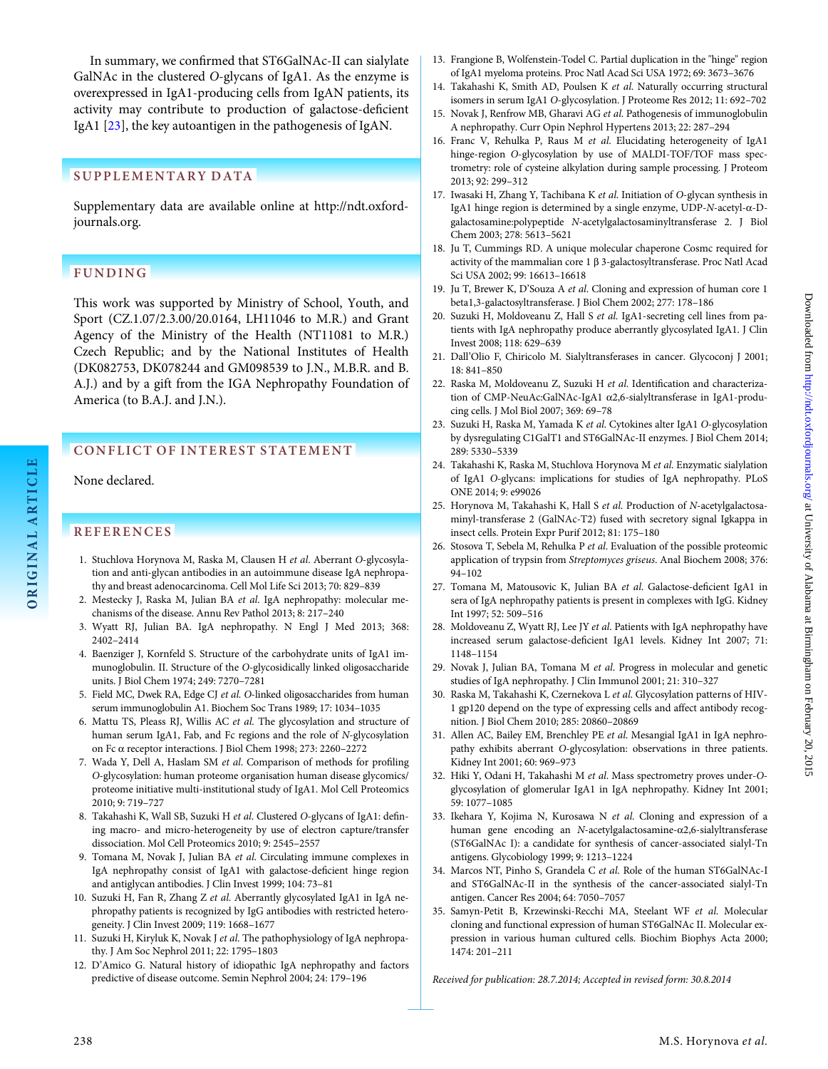In summary, we confirmed that ST6GalNAc-II can sialylate GalNAc in the clustered O-glycans of IgA1. As the enzyme is overexpressed in IgA1-producing cells from IgAN patients, its activity may contribute to production of galactose-deficient IgA1 [23], the key autoantigen in the pathogenesis of IgAN.

## SUPPLEMENTARY DATA

Supplementary data are available online at http://ndt.oxfordjournals.org.

## FUNDING

This work was supported by Ministry of School, Youth, and Sport (CZ.1.07/2.3.00/20.0164, LH11046 to M.R.) and Grant Agency of the Ministry of the Health (NT11081 to M.R.) Czech Republic; and by the National Institutes of Health (DK082753, DK078244 and GM098539 to J.N., M.B.R. and B.A.J.) and by a gift from the IGA Nephropathy Foundation of America (to B.A.J. and J.N.).

## CONFLICT OF INTEREST STATEMENT

None declared.

## REFERENCES

1. Stuchlova Horynova M, Raska M, Clausen H *et al.* Aberrant O-glycosylation and anti-glycan antibodies in an autoimmune disease IgA nephropathy and breast adenocarcinoma. Cell Mol Life Sci 2013; 70: 829–839
2. Mestecky J, Raska M, Julian BA *et al.* IgA nephropathy: molecular mechanisms of the disease. Annu Rev Pathol 2013; 8: 217–240
3. Wyatt RJ, Julian BA. IgA nephropathy. N Engl J Med 2013; 368: 2402–2414
4. Baenziger J, Kornfeld S. Structure of the carbohydrate units of IgA1 immunoglobulin. II. Structure of the O-glycosidically linked oligosaccharide units. J Biol Chem 1974; 249: 7270–7281
5. Field MC, Dwek RA, Edge CJ *et al.* O-linked oligosaccharides from human serum immunoglobulin A1. Biochem Soc Trans 1989; 17: 1034–1035
6. Mattu TS, Pleass RJ, Willis AC *et al.* The glycosylation and structure of human serum IgA1, Fab, and Fc regions and the role of N-glycosylation on Fc α receptor interactions. J Biol Chem 1998; 273: 2260–2272
7. Wada Y, Dell A, Haslam SM *et al.* Comparison of methods for profiling O-glycosylation: human proteome organisation human disease glycomics/proteome initiative multi-institutional study of IgA1. Mol Cell Proteomics 2010; 9: 719–727
8. Takahashi K, Wall SB, Suzuki H *et al.* Clustered O-glycans of IgA1: defining macro- and micro-heterogeneity by use of electron capture/transfer dissociation. Mol Cell Proteomics 2010; 9: 2545–2557
9. Tomana M, Novak J, Julian BA *et al.* Circulating immune complexes in IgA nephropathy consist of IgA1 with galactose-deficient hinge region and antiglycan antibodies. J Clin Invest 1999; 104: 73–81
10. Suzuki H, Fan R, Zhang Z *et al.* Aberrantly glycosylated IgA1 in IgA nephropathy patients is recognized by IgG antibodies with restricted heterogeneity. J Clin Invest 2009; 119: 1668–1677
11. Suzuki H, Kiryluk K, Novak J *et al.* The pathophysiology of IgA nephropathy. J Am Soc Nephrol 2011; 22: 1795–1803
12. D'Amico G. Natural history of idiopathic IgA nephropathy and factors predictive of disease outcome. Semin Nephrol 2004; 24: 179–196
13. Frangione B, Wolfenstein-Todel C. Partial duplication in the "hinge" region of IgA1 myeloma proteins. Proc Natl Acad Sci USA 1972; 69: 3673–3676
14. Takahashi K, Smith AD, Poulsen K *et al.* Naturally occurring structural isomers in serum IgA1 O-glycosylation. J Proteome Res 2012; 11: 692–702
15. Novak J, Renfrow MB, Gharavi AG *et al.* Pathogenesis of immunoglobulin A nephropathy. Curr Opin Nephrol Hypertens 2013; 22: 287–294
16. Franc V, Rehulka P, Raus M *et al.* Elucidating heterogeneity of IgA1 hinge-region O-glycosylation by use of MALDI-TOF/TOF mass spectrometry: role of cysteine alkylation during sample processing. J Proteom 2013; 92: 299–312
17. Iwasaki H, Zhang Y, Tachibana K *et al.* Initiation of O-glycan synthesis in IgA1 hinge region is determined by a single enzyme, UDP-N-acetyl-α-D-galactosamine:polypeptide N-acetylgalactosaminyltransferase 2. J Biol Chem 2003; 278: 5613–5621
18. Ju T, Cummings RD. A unique molecular chaperone Cosmc required for activity of the mammalian core 1 β 3-galactosyltransferase. Proc Natl Acad Sci USA 2002; 99: 16613–16618
19. Ju T, Brewer K, D'Souza A *et al.* Cloning and expression of human core 1 beta1,3-galactosyltransferase. J Biol Chem 2002; 277: 178–186
20. Suzuki H, Moldoveanu Z, Hall S *et al.* IgA1-secreting cell lines from patients with IgA nephropathy produce aberrantly glycosylated IgA1. J Clin Invest 2008; 118: 629–639
21. Dall'Olio F, Chiricolo M. Sialyltransferases in cancer. Glycoconj J 2001; 18: 841–850
22. Raska M, Moldoveanu Z, Suzuki H *et al.* Identification and characterization of CMP-NeuAc:GalNAc-IgA1 α2,6-sialyltransferase in IgA1-producing cells. J Mol Biol 2007; 369: 69–78
23. Suzuki H, Raska M, Yamada K *et al.* Cytokines alter IgA1 O-glycosylation by dysregulating C1GalT1 and ST6GalNAc-II enzymes. J Biol Chem 2014; 289: 5330–5339
24. Takahashi K, Raska M, Stuchlova Horynova M *et al.* Enzymatic sialylation of IgA1 O-glycans: implications for studies of IgA nephropathy. PLoS ONE 2014; 9: e99026
25. Horynova M, Takahashi K, Hall S *et al.* Production of N-acetylgalactosaminyl-transferase 2 (GalNAc-T2) fused with secretory signal Igkappa in insect cells. Protein Expr Purif 2012; 81: 175–180
26. Stosova T, Sebela M, Rehulka P *et al.* Evaluation of the possible proteomic application of trypsin from *Streptomyces griseus*. Anal Biochem 2008; 376: 94–102
27. Tomana M, Matousovic K, Julian BA *et al.* Galactose-deficient IgA1 in sera of IgA nephropathy patients is present in complexes with IgG. Kidney Int 1997; 52: 509–516
28. Moldoveanu Z, Wyatt RJ, Lee JY *et al.* Patients with IgA nephropathy have increased serum galactose-deficient IgA1 levels. Kidney Int 2007; 71: 1148–1154
29. Novak J, Julian BA, Tomana M *et al.* Progress in molecular and genetic studies of IgA nephropathy. J Clin Immunol 2001; 21: 310–327
30. Raska M, Takahashi K, Czernekova L *et al.* Glycosylation patterns of HIV-1 gp120 depend on the type of expressing cells and affect antibody recognition. J Biol Chem 2010; 285: 20860–20869
31. Allen AC, Bailey EM, Brenchley PE *et al.* Mesangial IgA1 in IgA nephropathy exhibits aberrant O-glycosylation: observations in three patients. Kidney Int 2001; 60: 969–973
32. Hiki Y, Odani H, Takahashi M *et al.* Mass spectrometry proves under-O-glycosylation of glomerular IgA1 in IgA nephropathy. Kidney Int 2001; 59: 1077–1085
33. Ikehara Y, Kojima N, Kurosawa N *et al.* Cloning and expression of a human gene encoding an N-acetylgalactosamine-α2,6-sialyltransferase (ST6GalNAc I): a candidate for synthesis of cancer-associated sialyl-Tn antigens. Glycobiology 1999; 9: 1213–1224
34. Marcos NT, Pinho S, Grandela C *et al.* Role of the human ST6GalNAc-I and ST6GalNAc-II in the synthesis of the cancer-associated sialyl-Tn antigen. Cancer Res 2004; 64: 7050–7057
35. Samyn-Petit B, Krzewinski-Recchi MA, Steelant WF *et al.* Molecular cloning and functional expression of human ST6GalNAc II. Molecular expression in various human cultured cells. Biochim Biophys Acta 2000; 1474: 201–211

*Received for publication: 28.7.2014; Accepted in revised form: 30.8.2014*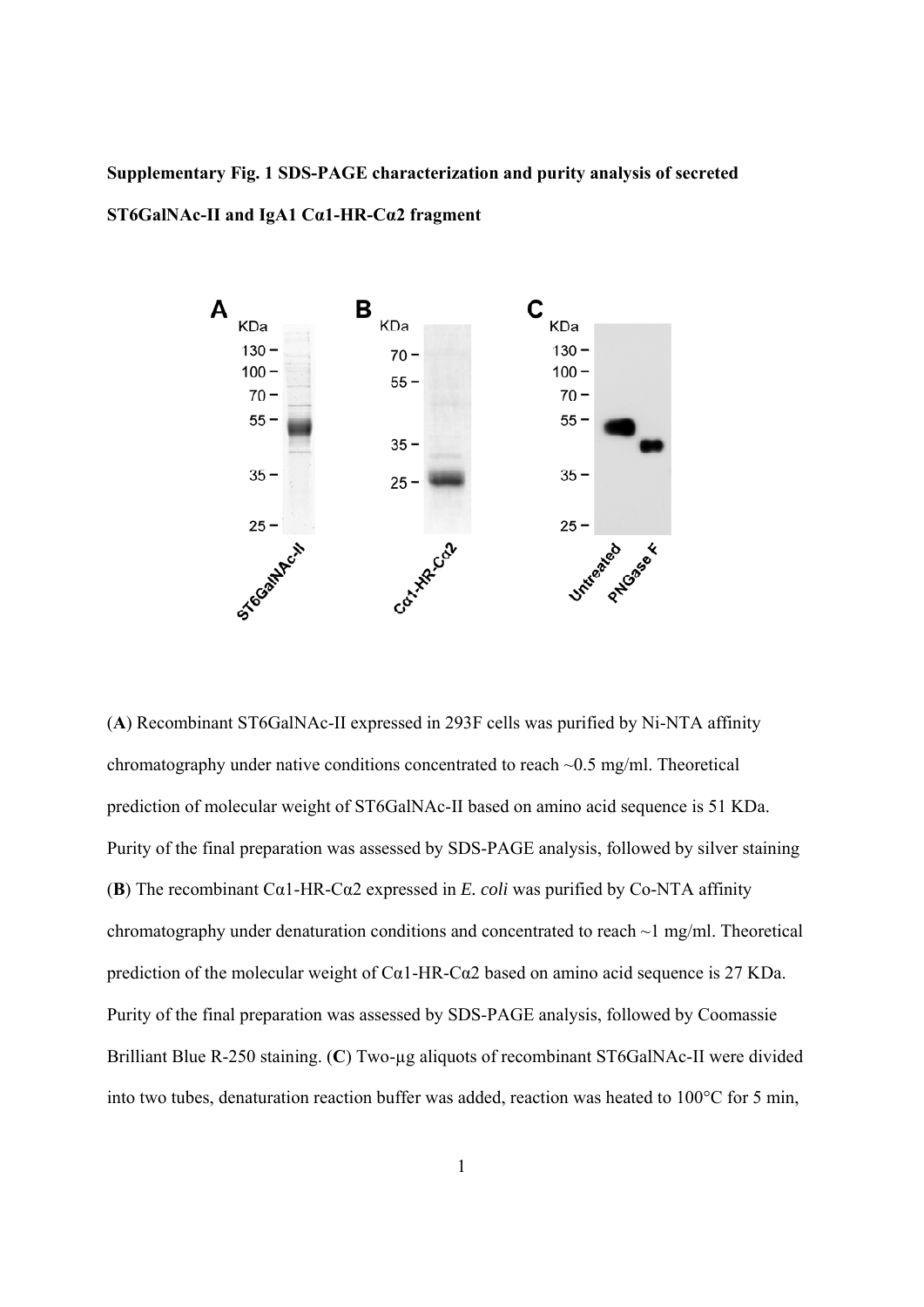**Supplementary Fig. 1 SDS-PAGE characterization and purity analysis of secreted ST6GalNAc-II and IgA1 Cα1-HR-Cα2 fragment**

(**A**) Recombinant ST6GalNAc-II expressed in 293F cells was purified by Ni-NTA affinity chromatography under native conditions concentrated to reach ~0.5 mg/ml. Theoretical prediction of molecular weight of ST6GalNAc-II based on amino acid sequence is 51 KDa. Purity of the final preparation was assessed by SDS-PAGE analysis, followed by silver staining (**B**) The recombinant Cα1-HR-Cα2 expressed in *E. coli* was purified by Co-NTA affinity chromatography under denaturation conditions and concentrated to reach ~1 mg/ml. Theoretical prediction of the molecular weight of Cα1-HR-Cα2 based on amino acid sequence is 27 KDa. Purity of the final preparation was assessed by SDS-PAGE analysis, followed by Coomassie Brilliant Blue R-250 staining. (**C**) Two-μg aliquots of recombinant ST6GalNAc-II were divided into two tubes, denaturation reaction buffer was added, reaction was heated to 100°C for 5 min,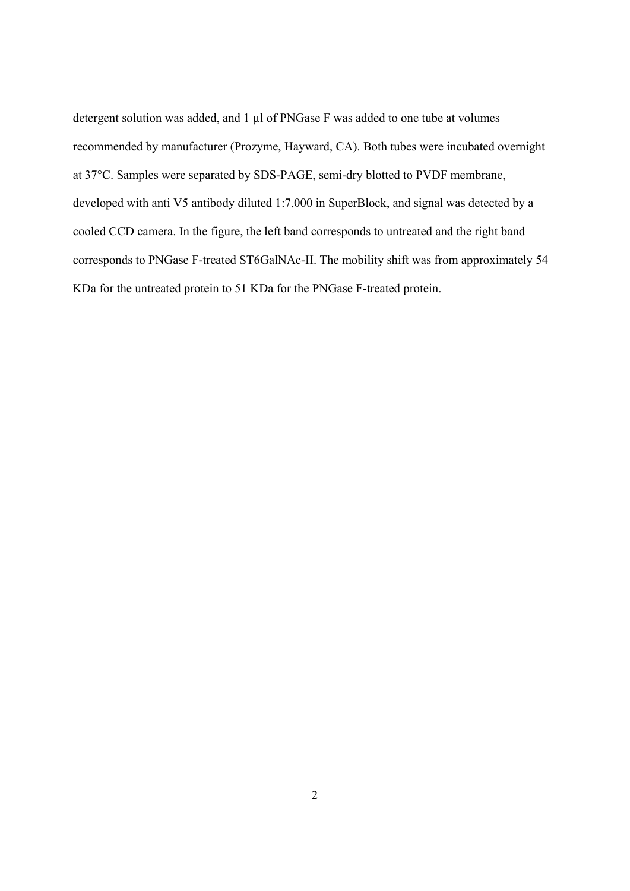detergent solution was added, and 1 µl of PNGase F was added to one tube at volumes recommended by manufacturer (Prozyme, Hayward, CA). Both tubes were incubated overnight at 37°C. Samples were separated by SDS-PAGE, semi-dry blotted to PVDF membrane, developed with anti V5 antibody diluted 1:7,000 in SuperBlock, and signal was detected by a cooled CCD camera. In the figure, the left band corresponds to untreated and the right band corresponds to PNGase F-treated ST6GalNAc-II. The mobility shift was from approximately 54 KDa for the untreated protein to 51 KDa for the PNGase F-treated protein.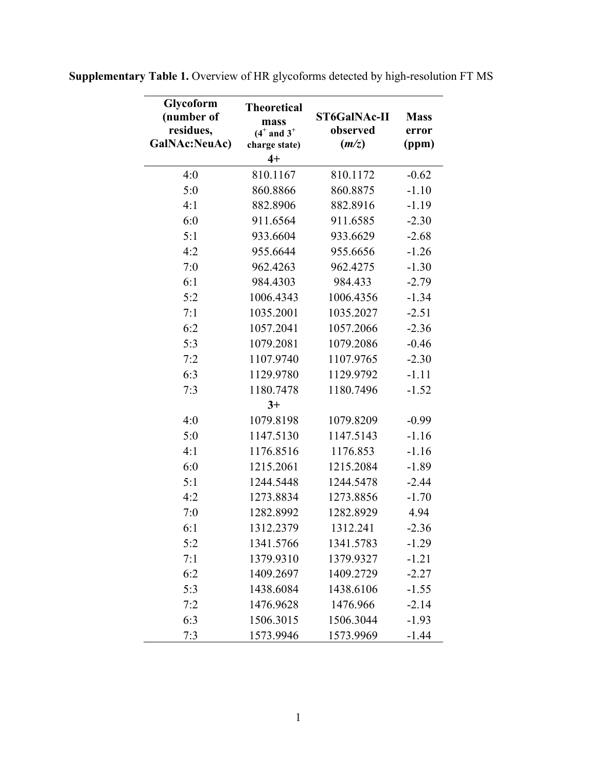**Supplementary Table 1.** Overview of HR glycoforms detected by high-resolution FT MS

| Glycoform (number of residues, GalNAc:NeuAc) | Theoretical mass ($4^+$ and $3^+$ charge state) | ST6GalNAc-II observed (*m/z*) | Mass error (ppm) |
|---|---|---|---|
| | **4+** | | |
| 4:0 | 810.1167 | 810.1172 | -0.62 |
| 5:0 | 860.8866 | 860.8875 | -1.10 |
| 4:1 | 882.8906 | 882.8916 | -1.19 |
| 6:0 | 911.6564 | 911.6585 | -2.30 |
| 5:1 | 933.6604 | 933.6629 | -2.68 |
| 4:2 | 955.6644 | 955.6656 | -1.26 |
| 7:0 | 962.4263 | 962.4275 | -1.30 |
| 6:1 | 984.4303 | 984.433 | -2.79 |
| 5:2 | 1006.4343 | 1006.4356 | -1.34 |
| 7:1 | 1035.2001 | 1035.2027 | -2.51 |
| 6:2 | 1057.2041 | 1057.2066 | -2.36 |
| 5:3 | 1079.2081 | 1079.2086 | -0.46 |
| 7:2 | 1107.9740 | 1107.9765 | -2.30 |
| 6:3 | 1129.9780 | 1129.9792 | -1.11 |
| 7:3 | 1180.7478 | 1180.7496 | -1.52 |
| | **3+** | | |
| 4:0 | 1079.8198 | 1079.8209 | -0.99 |
| 5:0 | 1147.5130 | 1147.5143 | -1.16 |
| 4:1 | 1176.8516 | 1176.853 | -1.16 |
| 6:0 | 1215.2061 | 1215.2084 | -1.89 |
| 5:1 | 1244.5448 | 1244.5478 | -2.44 |
| 4:2 | 1273.8834 | 1273.8856 | -1.70 |
| 7:0 | 1282.8992 | 1282.8929 | 4.94 |
| 6:1 | 1312.2379 | 1312.241 | -2.36 |
| 5:2 | 1341.5766 | 1341.5783 | -1.29 |
| 7:1 | 1379.9310 | 1379.9327 | -1.21 |
| 6:2 | 1409.2697 | 1409.2729 | -2.27 |
| 5:3 | 1438.6084 | 1438.6106 | -1.55 |
| 7:2 | 1476.9628 | 1476.966 | -2.14 |
| 6:3 | 1506.3015 | 1506.3044 | -1.93 |
| 7:3 | 1573.9946 | 1573.9969 | -1.44 |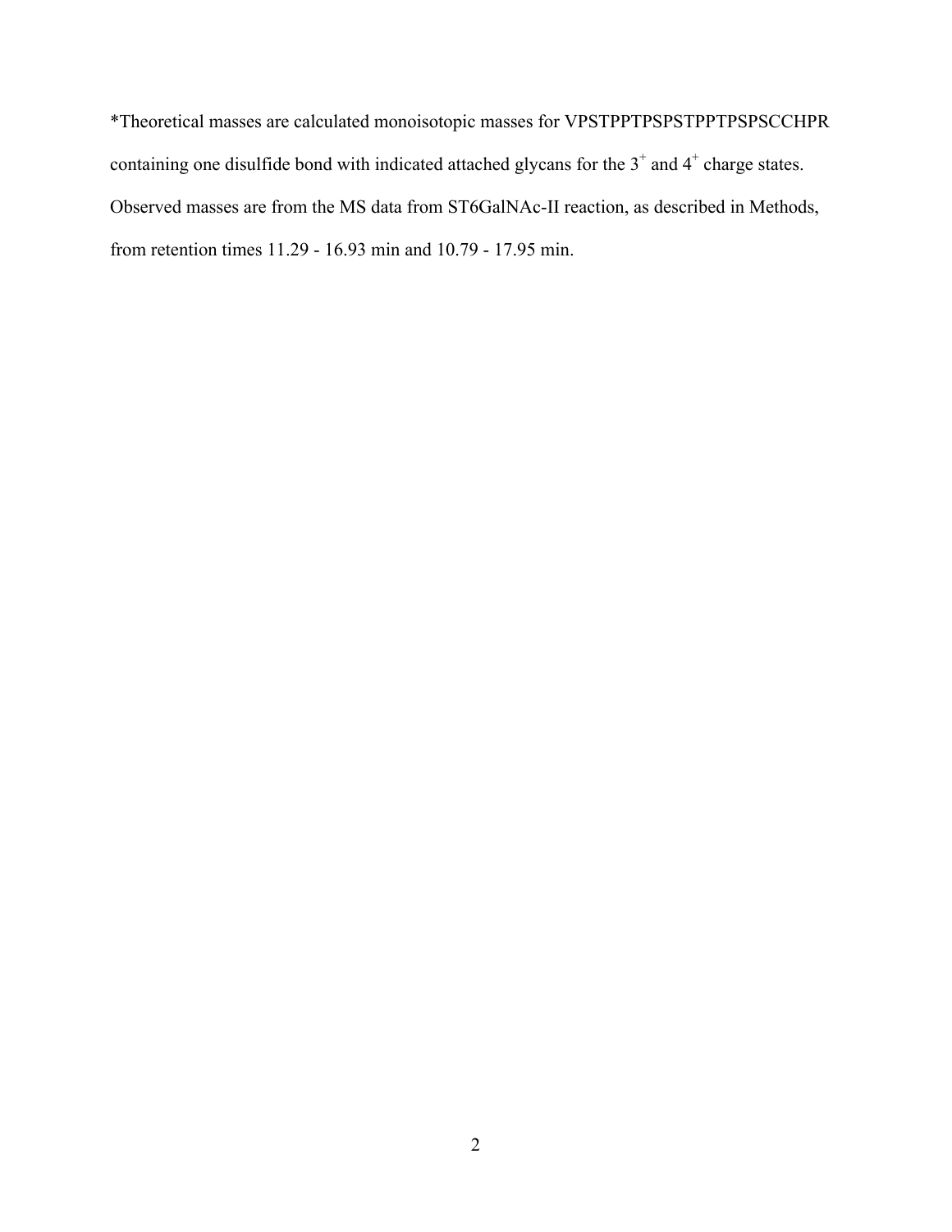*Theoretical masses are calculated monoisotopic masses for VPSTPPTPSPSTPPTPSPSCCHPR containing one disulfide bond with indicated attached glycans for the $3^+$ and $4^+$ charge states. Observed masses are from the MS data from ST6GalNAc-II reaction, as described in Methods, from retention times 11.29 - 16.93 min and 10.79 - 17.95 min.